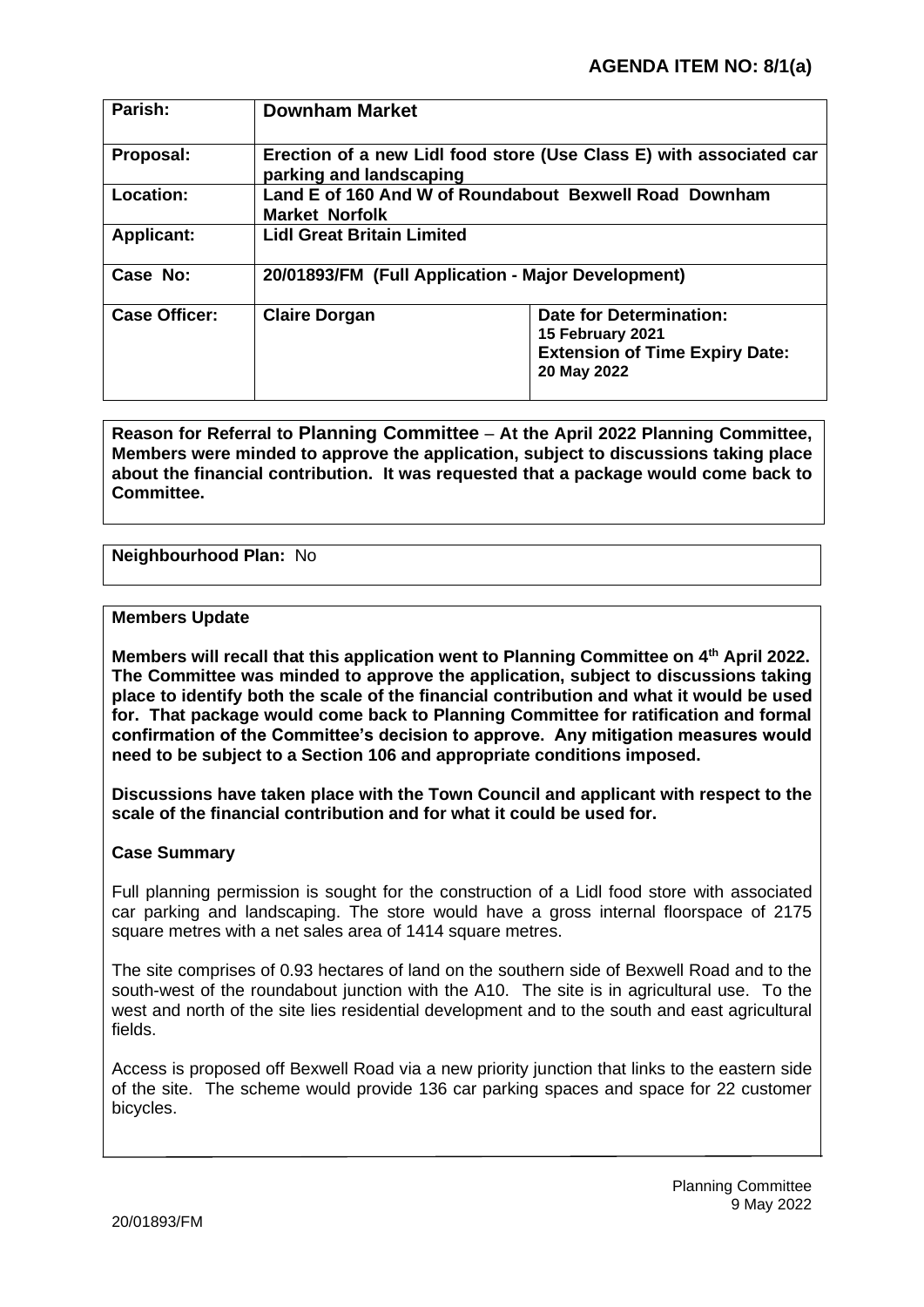**AGENDA ITEM NO: 8/1(a)**

| | | |
|---|---|---|
| **Parish:** | **Downham Market** | |
| **Proposal:** | **Erection of a new Lidl food store (Use Class E) with associated car parking and landscaping** | |
| **Location:** | **Land E of 160 And W of Roundabout Bexwell Road Downham Market Norfolk** | |
| **Applicant:** | **Lidl Great Britain Limited** | |
| **Case No:** | **20/01893/FM (Full Application - Major Development)** | |
| **Case Officer:** | **Claire Dorgan** | **Date for Determination: 15 February 2021 Extension of Time Expiry Date: 20 May 2022** |

**Reason for Referral to Planning Committee – At the April 2022 Planning Committee, Members were minded to approve the application, subject to discussions taking place about the financial contribution. It was requested that a package would come back to Committee.**

**Neighbourhood Plan:** No

**Members Update**

**Members will recall that this application went to Planning Committee on 4th April 2022. The Committee was minded to approve the application, subject to discussions taking place to identify both the scale of the financial contribution and what it would be used for. That package would come back to Planning Committee for ratification and formal confirmation of the Committee's decision to approve. Any mitigation measures would need to be subject to a Section 106 and appropriate conditions imposed.**

**Discussions have taken place with the Town Council and applicant with respect to the scale of the financial contribution and for what it could be used for.**

**Case Summary**

Full planning permission is sought for the construction of a Lidl food store with associated car parking and landscaping. The store would have a gross internal floorspace of 2175 square metres with a net sales area of 1414 square metres.

The site comprises of 0.93 hectares of land on the southern side of Bexwell Road and to the south-west of the roundabout junction with the A10. The site is in agricultural use. To the west and north of the site lies residential development and to the south and east agricultural fields.

Access is proposed off Bexwell Road via a new priority junction that links to the eastern side of the site. The scheme would provide 136 car parking spaces and space for 22 customer bicycles.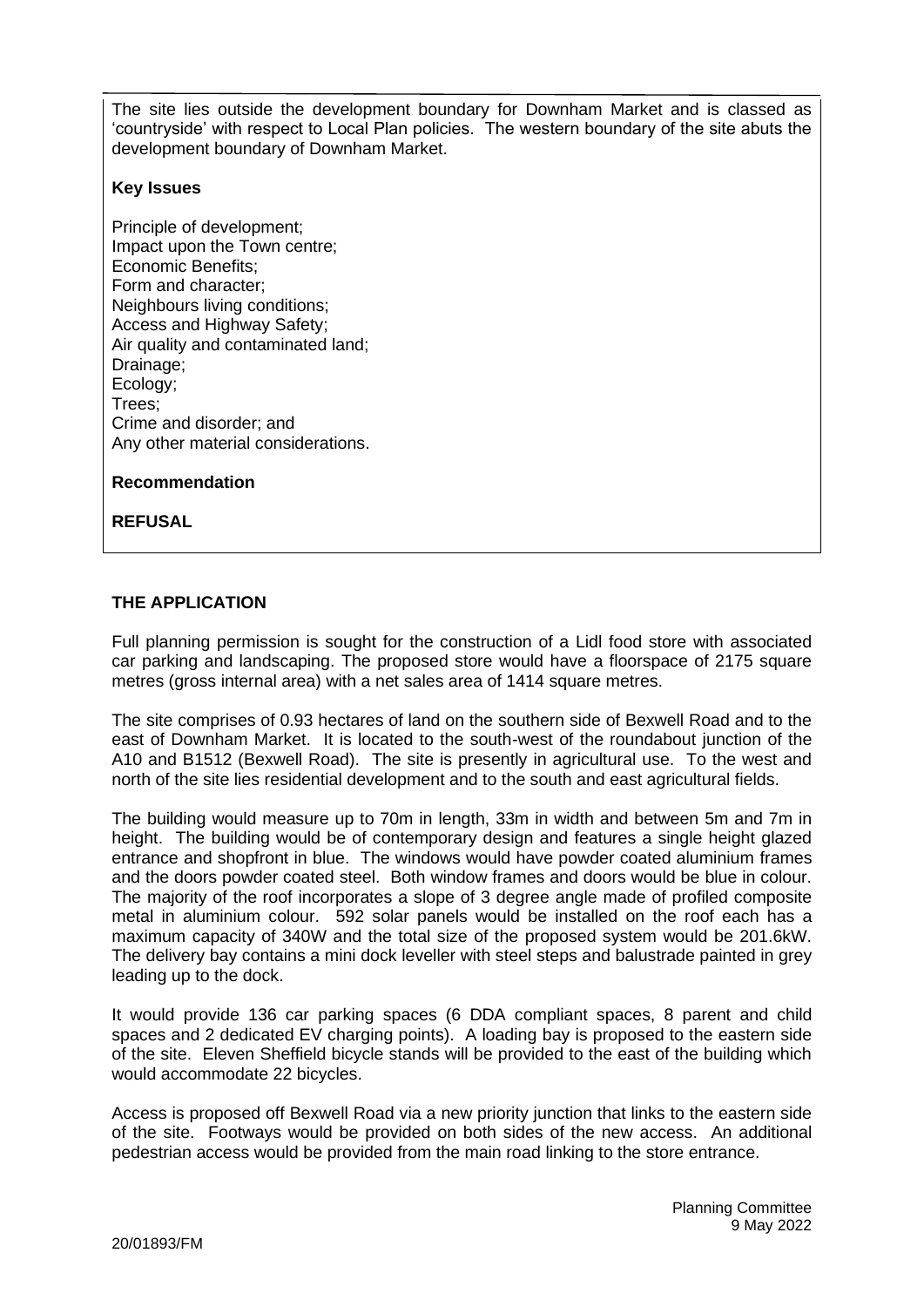The site lies outside the development boundary for Downham Market and is classed as 'countryside' with respect to Local Plan policies. The western boundary of the site abuts the development boundary of Downham Market.

**Key Issues**

Principle of development;
Impact upon the Town centre;
Economic Benefits;
Form and character;
Neighbours living conditions;
Access and Highway Safety;
Air quality and contaminated land;
Drainage;
Ecology;
Trees;
Crime and disorder; and
Any other material considerations.

**Recommendation**

**REFUSAL**

## THE APPLICATION

Full planning permission is sought for the construction of a Lidl food store with associated car parking and landscaping. The proposed store would have a floorspace of 2175 square metres (gross internal area) with a net sales area of 1414 square metres.

The site comprises of 0.93 hectares of land on the southern side of Bexwell Road and to the east of Downham Market. It is located to the south-west of the roundabout junction of the A10 and B1512 (Bexwell Road). The site is presently in agricultural use. To the west and north of the site lies residential development and to the south and east agricultural fields.

The building would measure up to 70m in length, 33m in width and between 5m and 7m in height. The building would be of contemporary design and features a single height glazed entrance and shopfront in blue. The windows would have powder coated aluminium frames and the doors powder coated steel. Both window frames and doors would be blue in colour. The majority of the roof incorporates a slope of 3 degree angle made of profiled composite metal in aluminium colour. 592 solar panels would be installed on the roof each has a maximum capacity of 340W and the total size of the proposed system would be 201.6kW. The delivery bay contains a mini dock leveller with steel steps and balustrade painted in grey leading up to the dock.

It would provide 136 car parking spaces (6 DDA compliant spaces, 8 parent and child spaces and 2 dedicated EV charging points). A loading bay is proposed to the eastern side of the site. Eleven Sheffield bicycle stands will be provided to the east of the building which would accommodate 22 bicycles.

Access is proposed off Bexwell Road via a new priority junction that links to the eastern side of the site. Footways would be provided on both sides of the new access. An additional pedestrian access would be provided from the main road linking to the store entrance.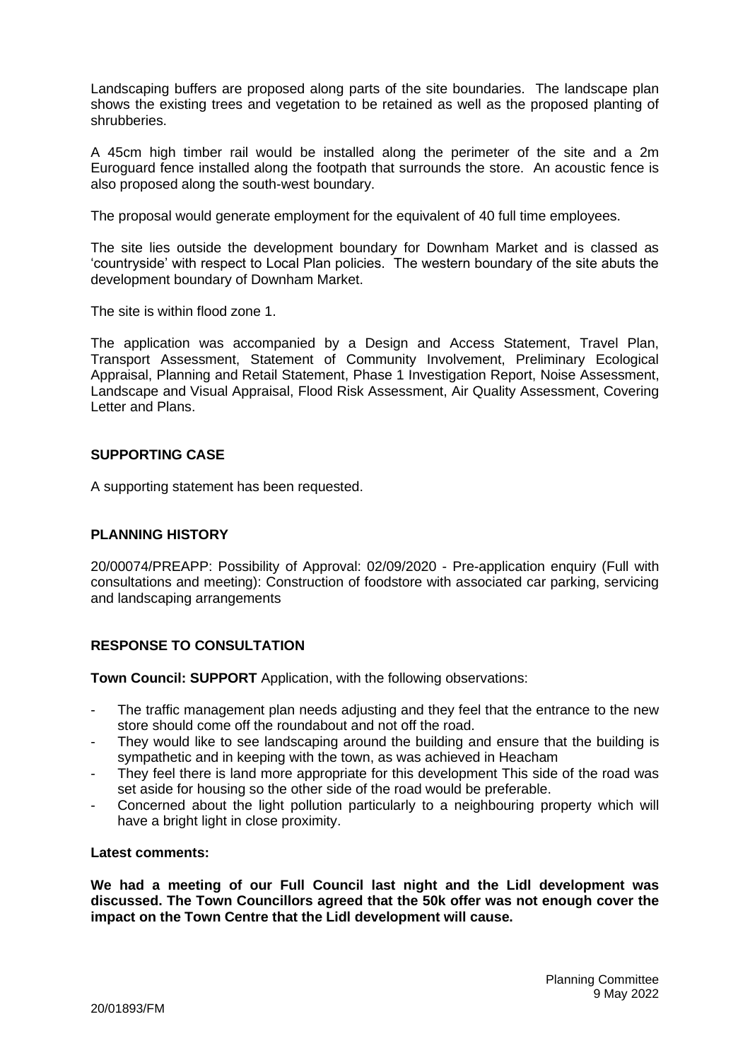Landscaping buffers are proposed along parts of the site boundaries. The landscape plan shows the existing trees and vegetation to be retained as well as the proposed planting of shrubberies.

A 45cm high timber rail would be installed along the perimeter of the site and a 2m Euroguard fence installed along the footpath that surrounds the store. An acoustic fence is also proposed along the south-west boundary.

The proposal would generate employment for the equivalent of 40 full time employees.

The site lies outside the development boundary for Downham Market and is classed as 'countryside' with respect to Local Plan policies. The western boundary of the site abuts the development boundary of Downham Market.

The site is within flood zone 1.

The application was accompanied by a Design and Access Statement, Travel Plan, Transport Assessment, Statement of Community Involvement, Preliminary Ecological Appraisal, Planning and Retail Statement, Phase 1 Investigation Report, Noise Assessment, Landscape and Visual Appraisal, Flood Risk Assessment, Air Quality Assessment, Covering Letter and Plans.

## SUPPORTING CASE

A supporting statement has been requested.

## PLANNING HISTORY

20/00074/PREAPP: Possibility of Approval: 02/09/2020 - Pre-application enquiry (Full with consultations and meeting): Construction of foodstore with associated car parking, servicing and landscaping arrangements

## RESPONSE TO CONSULTATION

**Town Council: SUPPORT** Application, with the following observations:

- The traffic management plan needs adjusting and they feel that the entrance to the new store should come off the roundabout and not off the road.
- They would like to see landscaping around the building and ensure that the building is sympathetic and in keeping with the town, as was achieved in Heacham
- They feel there is land more appropriate for this development This side of the road was set aside for housing so the other side of the road would be preferable.
- Concerned about the light pollution particularly to a neighbouring property which will have a bright light in close proximity.

**Latest comments:**

**We had a meeting of our Full Council last night and the Lidl development was discussed. The Town Councillors agreed that the 50k offer was not enough cover the impact on the Town Centre that the Lidl development will cause.**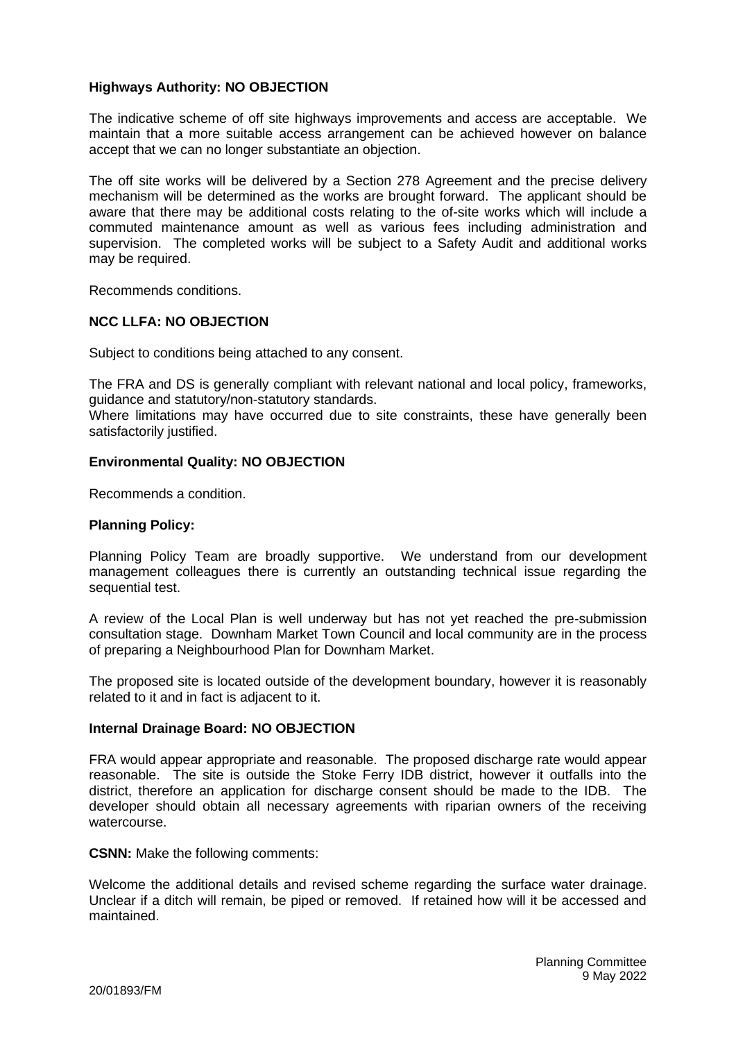**Highways Authority: NO OBJECTION**

The indicative scheme of off site highways improvements and access are acceptable. We maintain that a more suitable access arrangement can be achieved however on balance accept that we can no longer substantiate an objection.

The off site works will be delivered by a Section 278 Agreement and the precise delivery mechanism will be determined as the works are brought forward. The applicant should be aware that there may be additional costs relating to the of-site works which will include a commuted maintenance amount as well as various fees including administration and supervision. The completed works will be subject to a Safety Audit and additional works may be required.

Recommends conditions.

**NCC LLFA: NO OBJECTION**

Subject to conditions being attached to any consent.

The FRA and DS is generally compliant with relevant national and local policy, frameworks, guidance and statutory/non-statutory standards.
Where limitations may have occurred due to site constraints, these have generally been satisfactorily justified.

**Environmental Quality: NO OBJECTION**

Recommends a condition.

**Planning Policy:**

Planning Policy Team are broadly supportive. We understand from our development management colleagues there is currently an outstanding technical issue regarding the sequential test.

A review of the Local Plan is well underway but has not yet reached the pre-submission consultation stage. Downham Market Town Council and local community are in the process of preparing a Neighbourhood Plan for Downham Market.

The proposed site is located outside of the development boundary, however it is reasonably related to it and in fact is adjacent to it.

**Internal Drainage Board: NO OBJECTION**

FRA would appear appropriate and reasonable. The proposed discharge rate would appear reasonable. The site is outside the Stoke Ferry IDB district, however it outfalls into the district, therefore an application for discharge consent should be made to the IDB. The developer should obtain all necessary agreements with riparian owners of the receiving watercourse.

**CSNN:** Make the following comments:

Welcome the additional details and revised scheme regarding the surface water drainage. Unclear if a ditch will remain, be piped or removed. If retained how will it be accessed and maintained.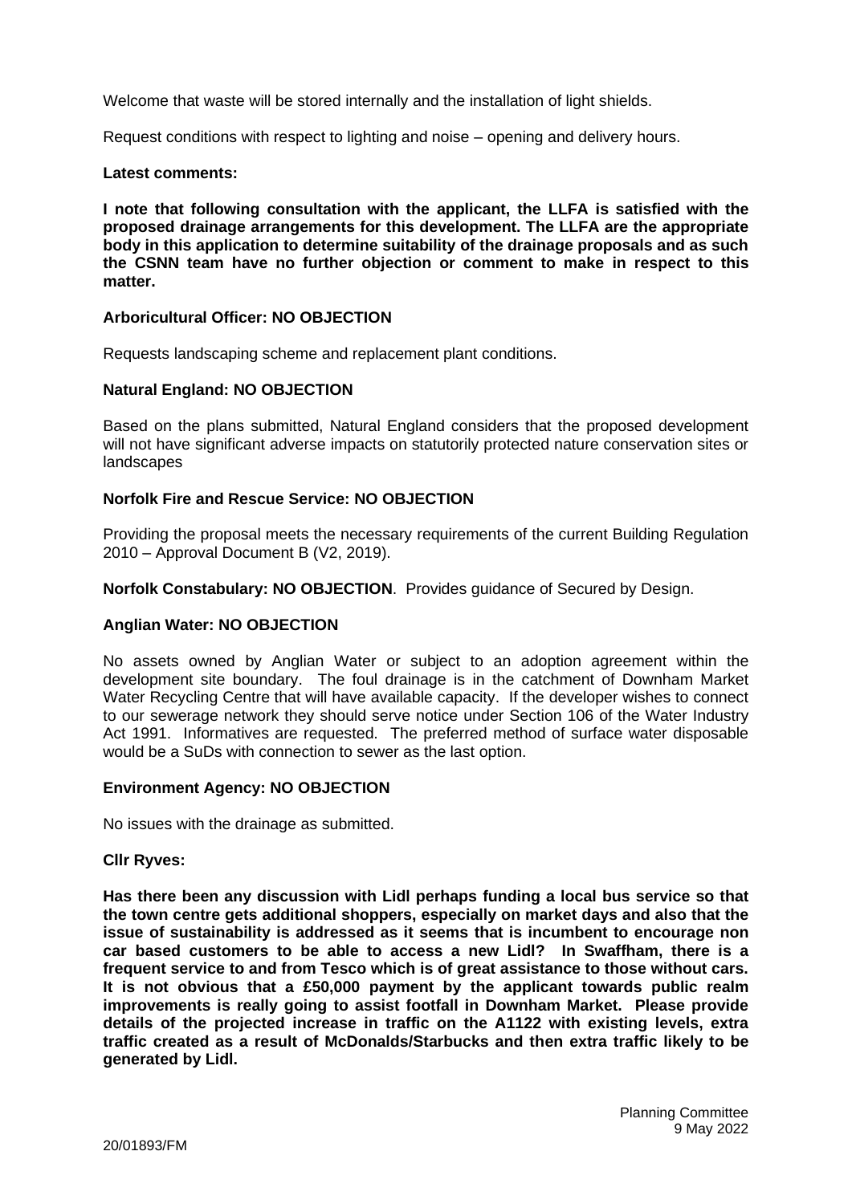Welcome that waste will be stored internally and the installation of light shields.

Request conditions with respect to lighting and noise – opening and delivery hours.

**Latest comments:**

**I note that following consultation with the applicant, the LLFA is satisfied with the proposed drainage arrangements for this development. The LLFA are the appropriate body in this application to determine suitability of the drainage proposals and as such the CSNN team have no further objection or comment to make in respect to this matter.**

**Arboricultural Officer: NO OBJECTION**

Requests landscaping scheme and replacement plant conditions.

**Natural England: NO OBJECTION**

Based on the plans submitted, Natural England considers that the proposed development will not have significant adverse impacts on statutorily protected nature conservation sites or landscapes

**Norfolk Fire and Rescue Service: NO OBJECTION**

Providing the proposal meets the necessary requirements of the current Building Regulation 2010 – Approval Document B (V2, 2019).

**Norfolk Constabulary: NO OBJECTION**. Provides guidance of Secured by Design.

**Anglian Water: NO OBJECTION**

No assets owned by Anglian Water or subject to an adoption agreement within the development site boundary. The foul drainage is in the catchment of Downham Market Water Recycling Centre that will have available capacity. If the developer wishes to connect to our sewerage network they should serve notice under Section 106 of the Water Industry Act 1991. Informatives are requested. The preferred method of surface water disposable would be a SuDs with connection to sewer as the last option.

**Environment Agency: NO OBJECTION**

No issues with the drainage as submitted.

**Cllr Ryves:**

**Has there been any discussion with Lidl perhaps funding a local bus service so that the town centre gets additional shoppers, especially on market days and also that the issue of sustainability is addressed as it seems that is incumbent to encourage non car based customers to be able to access a new Lidl? In Swaffham, there is a frequent service to and from Tesco which is of great assistance to those without cars. It is not obvious that a £50,000 payment by the applicant towards public realm improvements is really going to assist footfall in Downham Market. Please provide details of the projected increase in traffic on the A1122 with existing levels, extra traffic created as a result of McDonalds/Starbucks and then extra traffic likely to be generated by Lidl.**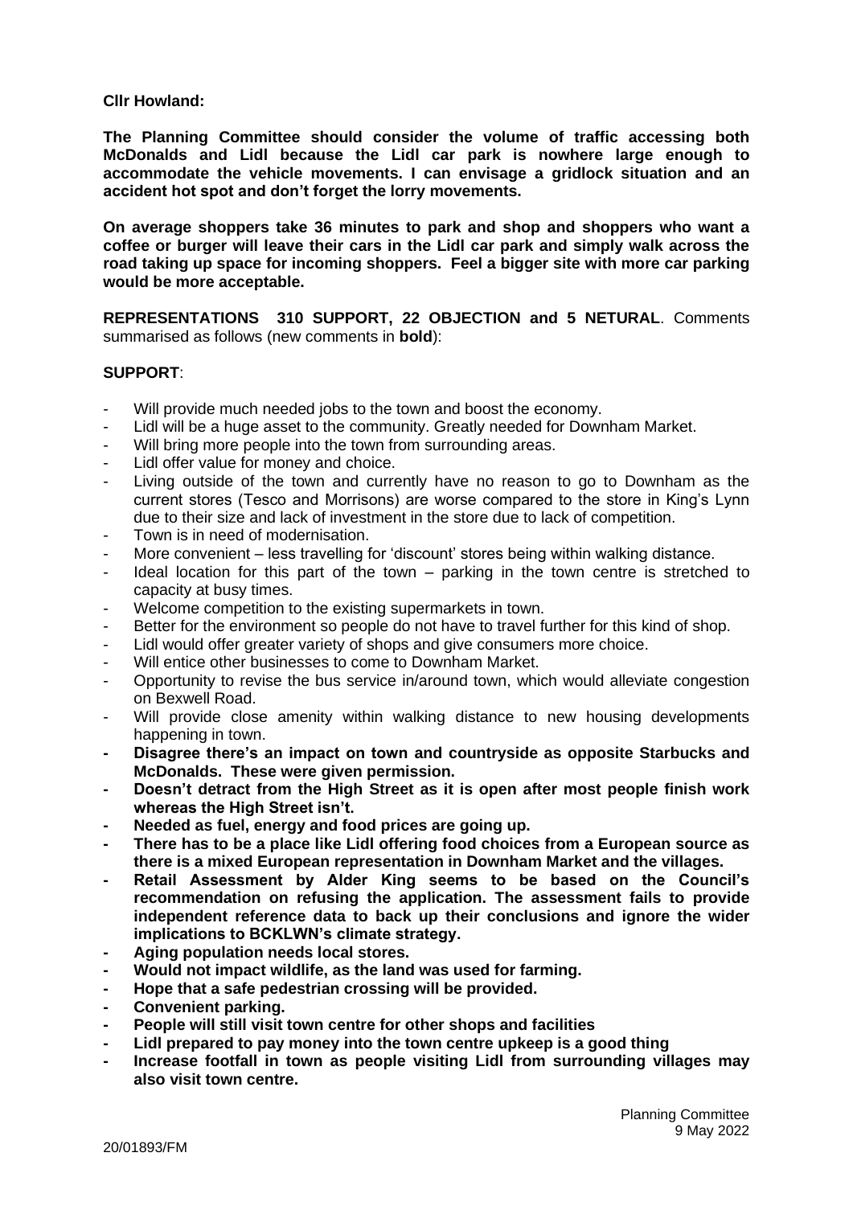**Cllr Howland:**

**The Planning Committee should consider the volume of traffic accessing both McDonalds and Lidl because the Lidl car park is nowhere large enough to accommodate the vehicle movements. I can envisage a gridlock situation and an accident hot spot and don't forget the lorry movements.**

**On average shoppers take 36 minutes to park and shop and shoppers who want a coffee or burger will leave their cars in the Lidl car park and simply walk across the road taking up space for incoming shoppers. Feel a bigger site with more car parking would be more acceptable.**

**REPRESENTATIONS 310 SUPPORT, 22 OBJECTION and 5 NETURAL**. Comments summarised as follows (new comments in **bold**):

**SUPPORT**:

- Will provide much needed jobs to the town and boost the economy.
- Lidl will be a huge asset to the community. Greatly needed for Downham Market.
- Will bring more people into the town from surrounding areas.
- Lidl offer value for money and choice.
- Living outside of the town and currently have no reason to go to Downham as the current stores (Tesco and Morrisons) are worse compared to the store in King's Lynn due to their size and lack of investment in the store due to lack of competition.
- Town is in need of modernisation.
- More convenient – less travelling for 'discount' stores being within walking distance.
- Ideal location for this part of the town – parking in the town centre is stretched to capacity at busy times.
- Welcome competition to the existing supermarkets in town.
- Better for the environment so people do not have to travel further for this kind of shop.
- Lidl would offer greater variety of shops and give consumers more choice.
- Will entice other businesses to come to Downham Market.
- Opportunity to revise the bus service in/around town, which would alleviate congestion on Bexwell Road.
- Will provide close amenity within walking distance to new housing developments happening in town.
- **Disagree there's an impact on town and countryside as opposite Starbucks and McDonalds. These were given permission.**
- **Doesn't detract from the High Street as it is open after most people finish work whereas the High Street isn't.**
- **Needed as fuel, energy and food prices are going up.**
- **There has to be a place like Lidl offering food choices from a European source as there is a mixed European representation in Downham Market and the villages.**
- **Retail Assessment by Alder King seems to be based on the Council's recommendation on refusing the application. The assessment fails to provide independent reference data to back up their conclusions and ignore the wider implications to BCKLWN's climate strategy.**
- **Aging population needs local stores.**
- **Would not impact wildlife, as the land was used for farming.**
- **Hope that a safe pedestrian crossing will be provided.**
- **Convenient parking.**
- **People will still visit town centre for other shops and facilities**
- **Lidl prepared to pay money into the town centre upkeep is a good thing**
- **Increase footfall in town as people visiting Lidl from surrounding villages may also visit town centre.**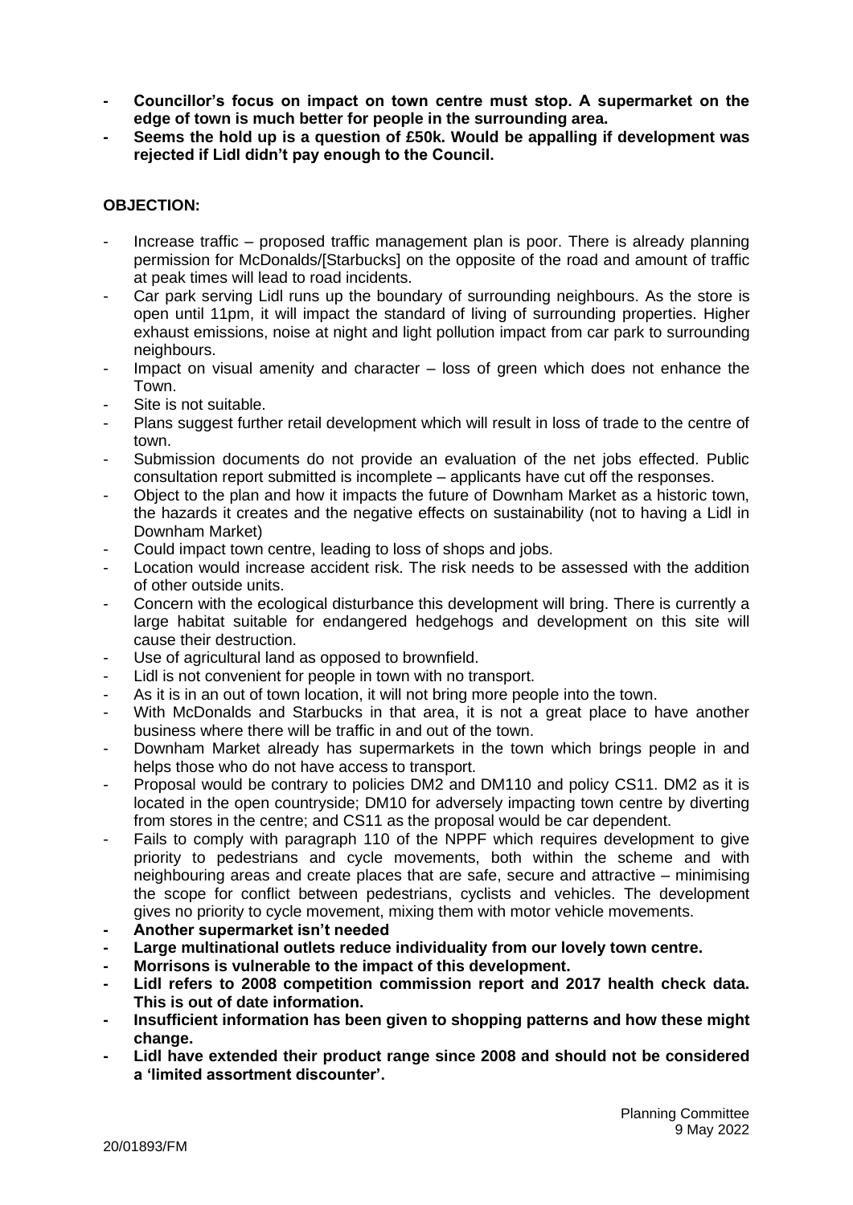- **Councillor's focus on impact on town centre must stop. A supermarket on the edge of town is much better for people in the surrounding area.**
- **Seems the hold up is a question of £50k. Would be appalling if development was rejected if Lidl didn't pay enough to the Council.**

**OBJECTION:**

- Increase traffic – proposed traffic management plan is poor. There is already planning permission for McDonalds/[Starbucks] on the opposite of the road and amount of traffic at peak times will lead to road incidents.
- Car park serving Lidl runs up the boundary of surrounding neighbours. As the store is open until 11pm, it will impact the standard of living of surrounding properties. Higher exhaust emissions, noise at night and light pollution impact from car park to surrounding neighbours.
- Impact on visual amenity and character – loss of green which does not enhance the Town.
- Site is not suitable.
- Plans suggest further retail development which will result in loss of trade to the centre of town.
- Submission documents do not provide an evaluation of the net jobs effected. Public consultation report submitted is incomplete – applicants have cut off the responses.
- Object to the plan and how it impacts the future of Downham Market as a historic town, the hazards it creates and the negative effects on sustainability (not to having a Lidl in Downham Market)
- Could impact town centre, leading to loss of shops and jobs.
- Location would increase accident risk. The risk needs to be assessed with the addition of other outside units.
- Concern with the ecological disturbance this development will bring. There is currently a large habitat suitable for endangered hedgehogs and development on this site will cause their destruction.
- Use of agricultural land as opposed to brownfield.
- Lidl is not convenient for people in town with no transport.
- As it is in an out of town location, it will not bring more people into the town.
- With McDonalds and Starbucks in that area, it is not a great place to have another business where there will be traffic in and out of the town.
- Downham Market already has supermarkets in the town which brings people in and helps those who do not have access to transport.
- Proposal would be contrary to policies DM2 and DM110 and policy CS11. DM2 as it is located in the open countryside; DM10 for adversely impacting town centre by diverting from stores in the centre; and CS11 as the proposal would be car dependent.
- Fails to comply with paragraph 110 of the NPPF which requires development to give priority to pedestrians and cycle movements, both within the scheme and with neighbouring areas and create places that are safe, secure and attractive – minimising the scope for conflict between pedestrians, cyclists and vehicles. The development gives no priority to cycle movement, mixing them with motor vehicle movements.
- **Another supermarket isn't needed**
- **Large multinational outlets reduce individuality from our lovely town centre.**
- **Morrisons is vulnerable to the impact of this development.**
- **Lidl refers to 2008 competition commission report and 2017 health check data. This is out of date information.**
- **Insufficient information has been given to shopping patterns and how these might change.**
- **Lidl have extended their product range since 2008 and should not be considered a 'limited assortment discounter'.**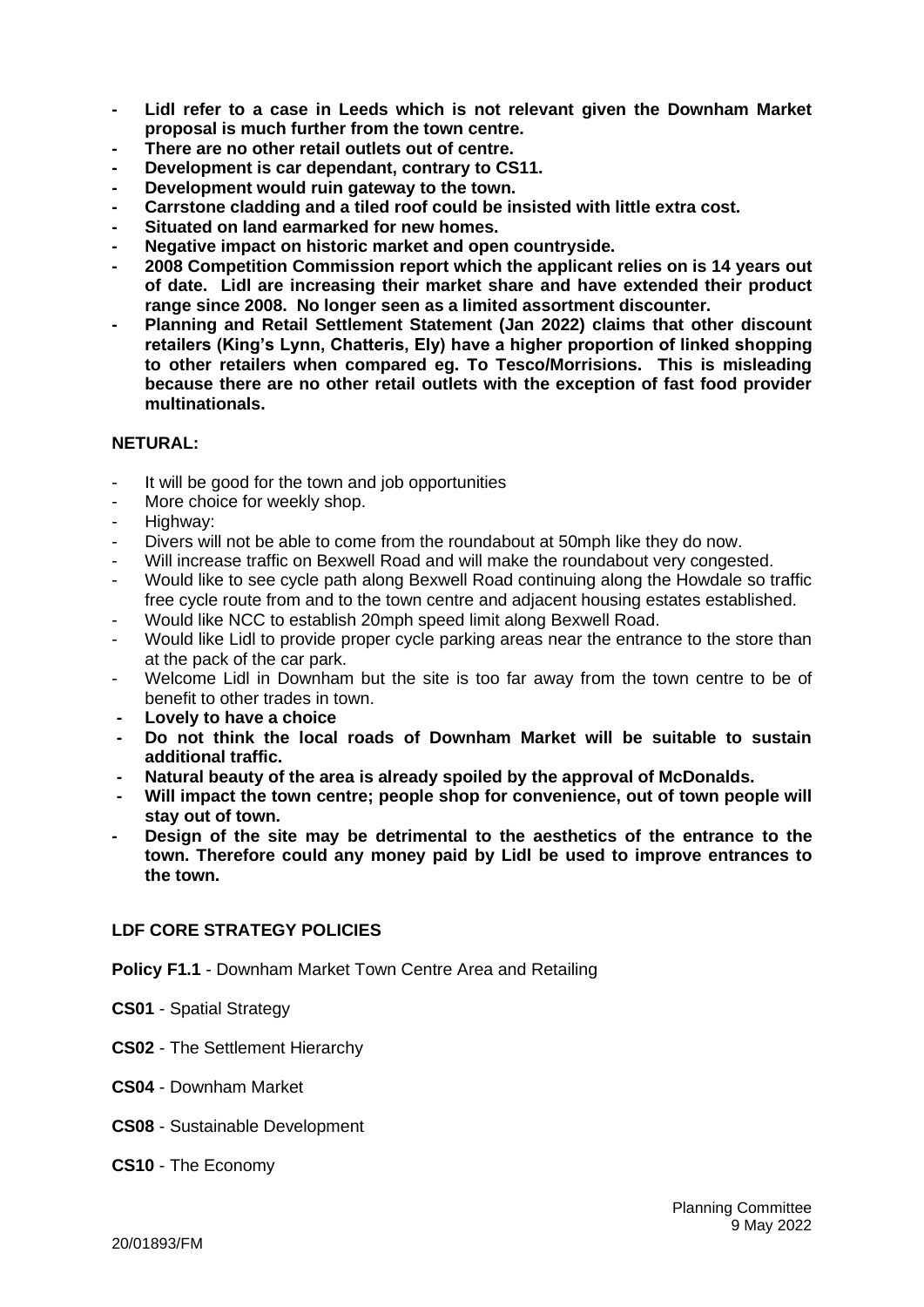- **Lidl refer to a case in Leeds which is not relevant given the Downham Market proposal is much further from the town centre.**
- **There are no other retail outlets out of centre.**
- **Development is car dependant, contrary to CS11.**
- **Development would ruin gateway to the town.**
- **Carrstone cladding and a tiled roof could be insisted with little extra cost.**
- **Situated on land earmarked for new homes.**
- **Negative impact on historic market and open countryside.**
- **2008 Competition Commission report which the applicant relies on is 14 years out of date. Lidl are increasing their market share and have extended their product range since 2008. No longer seen as a limited assortment discounter.**
- **Planning and Retail Settlement Statement (Jan 2022) claims that other discount retailers (King's Lynn, Chatteris, Ely) have a higher proportion of linked shopping to other retailers when compared eg. To Tesco/Morrisions. This is misleading because there are no other retail outlets with the exception of fast food provider multinationals.**

**NETURAL:**

- It will be good for the town and job opportunities
- More choice for weekly shop.
- Highway:
- Divers will not be able to come from the roundabout at 50mph like they do now.
- Will increase traffic on Bexwell Road and will make the roundabout very congested.
- Would like to see cycle path along Bexwell Road continuing along the Howdale so traffic free cycle route from and to the town centre and adjacent housing estates established.
- Would like NCC to establish 20mph speed limit along Bexwell Road.
- Would like Lidl to provide proper cycle parking areas near the entrance to the store than at the pack of the car park.
- Welcome Lidl in Downham but the site is too far away from the town centre to be of benefit to other trades in town.
- **Lovely to have a choice**
- **Do not think the local roads of Downham Market will be suitable to sustain additional traffic.**
- **Natural beauty of the area is already spoiled by the approval of McDonalds.**
- **Will impact the town centre; people shop for convenience, out of town people will stay out of town.**
- **Design of the site may be detrimental to the aesthetics of the entrance to the town. Therefore could any money paid by Lidl be used to improve entrances to the town.**

**LDF CORE STRATEGY POLICIES**

**Policy F1.1** - Downham Market Town Centre Area and Retailing

**CS01** - Spatial Strategy

**CS02** - The Settlement Hierarchy

**CS04** - Downham Market

**CS08** - Sustainable Development

**CS10** - The Economy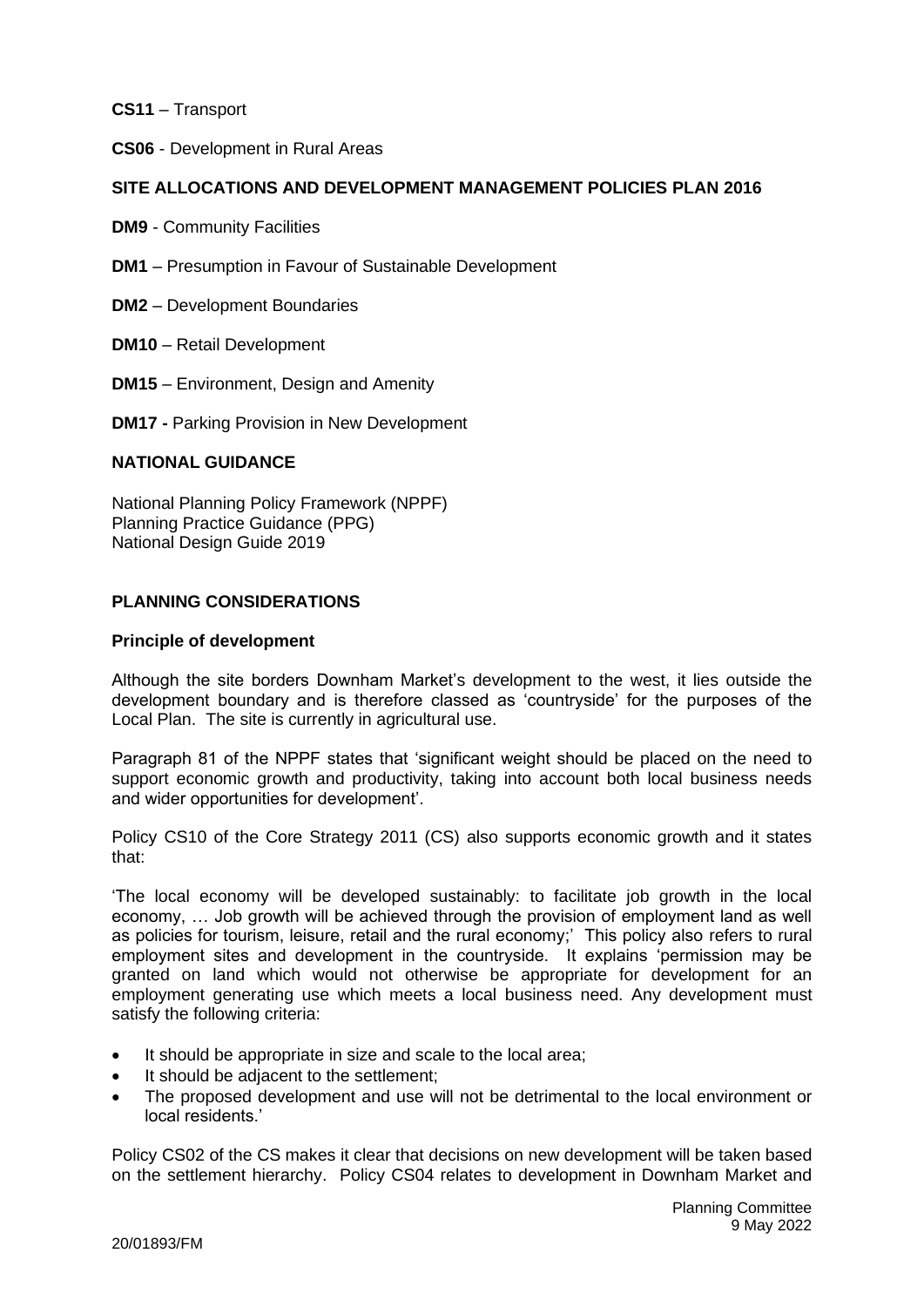**CS11** – Transport

**CS06** - Development in Rural Areas

**SITE ALLOCATIONS AND DEVELOPMENT MANAGEMENT POLICIES PLAN 2016**

**DM9** - Community Facilities

**DM1** – Presumption in Favour of Sustainable Development

**DM2** – Development Boundaries

**DM10** – Retail Development

**DM15** – Environment, Design and Amenity

**DM17 -** Parking Provision in New Development

**NATIONAL GUIDANCE**

National Planning Policy Framework (NPPF)
Planning Practice Guidance (PPG)
National Design Guide 2019

**PLANNING CONSIDERATIONS**

**Principle of development**

Although the site borders Downham Market's development to the west, it lies outside the development boundary and is therefore classed as 'countryside' for the purposes of the Local Plan. The site is currently in agricultural use.

Paragraph 81 of the NPPF states that 'significant weight should be placed on the need to support economic growth and productivity, taking into account both local business needs and wider opportunities for development'.

Policy CS10 of the Core Strategy 2011 (CS) also supports economic growth and it states that:

'The local economy will be developed sustainably: to facilitate job growth in the local economy, … Job growth will be achieved through the provision of employment land as well as policies for tourism, leisure, retail and the rural economy;' This policy also refers to rural employment sites and development in the countryside. It explains 'permission may be granted on land which would not otherwise be appropriate for development for an employment generating use which meets a local business need. Any development must satisfy the following criteria:

- It should be appropriate in size and scale to the local area;
- It should be adjacent to the settlement;
- The proposed development and use will not be detrimental to the local environment or local residents.'

Policy CS02 of the CS makes it clear that decisions on new development will be taken based on the settlement hierarchy. Policy CS04 relates to development in Downham Market and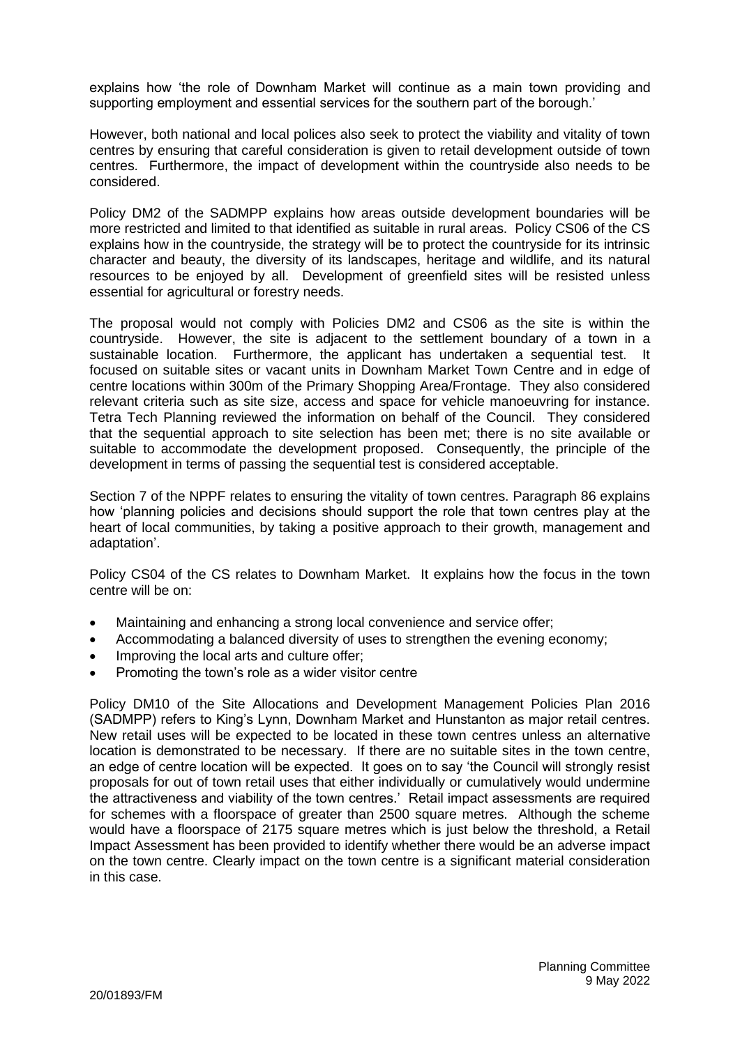explains how 'the role of Downham Market will continue as a main town providing and supporting employment and essential services for the southern part of the borough.'

However, both national and local polices also seek to protect the viability and vitality of town centres by ensuring that careful consideration is given to retail development outside of town centres. Furthermore, the impact of development within the countryside also needs to be considered.

Policy DM2 of the SADMPP explains how areas outside development boundaries will be more restricted and limited to that identified as suitable in rural areas. Policy CS06 of the CS explains how in the countryside, the strategy will be to protect the countryside for its intrinsic character and beauty, the diversity of its landscapes, heritage and wildlife, and its natural resources to be enjoyed by all. Development of greenfield sites will be resisted unless essential for agricultural or forestry needs.

The proposal would not comply with Policies DM2 and CS06 as the site is within the countryside. However, the site is adjacent to the settlement boundary of a town in a sustainable location. Furthermore, the applicant has undertaken a sequential test. It focused on suitable sites or vacant units in Downham Market Town Centre and in edge of centre locations within 300m of the Primary Shopping Area/Frontage. They also considered relevant criteria such as site size, access and space for vehicle manoeuvring for instance. Tetra Tech Planning reviewed the information on behalf of the Council. They considered that the sequential approach to site selection has been met; there is no site available or suitable to accommodate the development proposed. Consequently, the principle of the development in terms of passing the sequential test is considered acceptable.

Section 7 of the NPPF relates to ensuring the vitality of town centres. Paragraph 86 explains how 'planning policies and decisions should support the role that town centres play at the heart of local communities, by taking a positive approach to their growth, management and adaptation'.

Policy CS04 of the CS relates to Downham Market. It explains how the focus in the town centre will be on:

- Maintaining and enhancing a strong local convenience and service offer;
- Accommodating a balanced diversity of uses to strengthen the evening economy;
- Improving the local arts and culture offer;
- Promoting the town's role as a wider visitor centre

Policy DM10 of the Site Allocations and Development Management Policies Plan 2016 (SADMPP) refers to King's Lynn, Downham Market and Hunstanton as major retail centres. New retail uses will be expected to be located in these town centres unless an alternative location is demonstrated to be necessary. If there are no suitable sites in the town centre, an edge of centre location will be expected. It goes on to say 'the Council will strongly resist proposals for out of town retail uses that either individually or cumulatively would undermine the attractiveness and viability of the town centres.' Retail impact assessments are required for schemes with a floorspace of greater than 2500 square metres. Although the scheme would have a floorspace of 2175 square metres which is just below the threshold, a Retail Impact Assessment has been provided to identify whether there would be an adverse impact on the town centre. Clearly impact on the town centre is a significant material consideration in this case.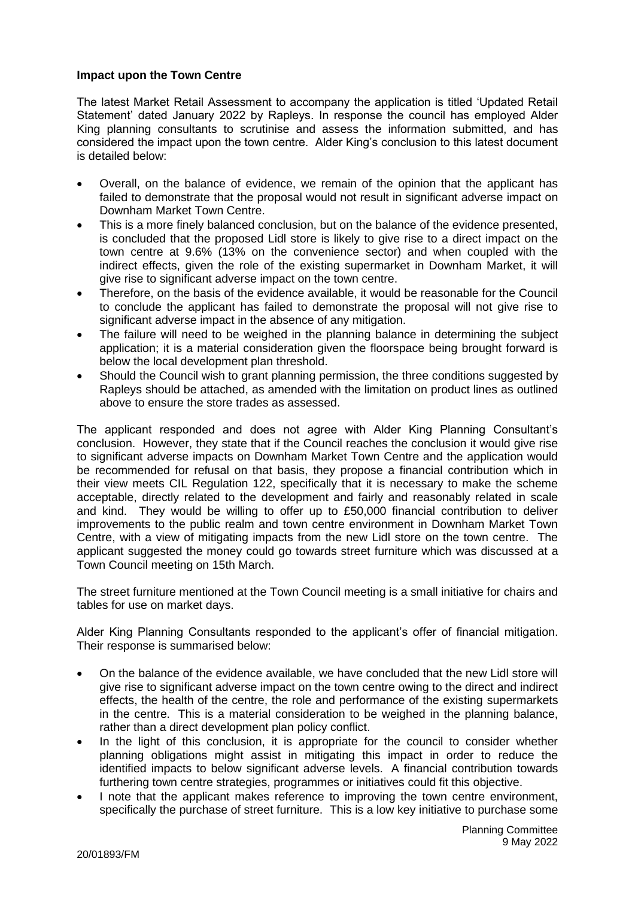**Impact upon the Town Centre**

The latest Market Retail Assessment to accompany the application is titled 'Updated Retail Statement' dated January 2022 by Rapleys. In response the council has employed Alder King planning consultants to scrutinise and assess the information submitted, and has considered the impact upon the town centre. Alder King's conclusion to this latest document is detailed below:

- Overall, on the balance of evidence, we remain of the opinion that the applicant has failed to demonstrate that the proposal would not result in significant adverse impact on Downham Market Town Centre.
- This is a more finely balanced conclusion, but on the balance of the evidence presented, is concluded that the proposed Lidl store is likely to give rise to a direct impact on the town centre at 9.6% (13% on the convenience sector) and when coupled with the indirect effects, given the role of the existing supermarket in Downham Market, it will give rise to significant adverse impact on the town centre.
- Therefore, on the basis of the evidence available, it would be reasonable for the Council to conclude the applicant has failed to demonstrate the proposal will not give rise to significant adverse impact in the absence of any mitigation.
- The failure will need to be weighed in the planning balance in determining the subject application; it is a material consideration given the floorspace being brought forward is below the local development plan threshold.
- Should the Council wish to grant planning permission, the three conditions suggested by Rapleys should be attached, as amended with the limitation on product lines as outlined above to ensure the store trades as assessed.

The applicant responded and does not agree with Alder King Planning Consultant's conclusion. However, they state that if the Council reaches the conclusion it would give rise to significant adverse impacts on Downham Market Town Centre and the application would be recommended for refusal on that basis, they propose a financial contribution which in their view meets CIL Regulation 122, specifically that it is necessary to make the scheme acceptable, directly related to the development and fairly and reasonably related in scale and kind. They would be willing to offer up to £50,000 financial contribution to deliver improvements to the public realm and town centre environment in Downham Market Town Centre, with a view of mitigating impacts from the new Lidl store on the town centre. The applicant suggested the money could go towards street furniture which was discussed at a Town Council meeting on 15th March.

The street furniture mentioned at the Town Council meeting is a small initiative for chairs and tables for use on market days.

Alder King Planning Consultants responded to the applicant's offer of financial mitigation. Their response is summarised below:

- On the balance of the evidence available, we have concluded that the new Lidl store will give rise to significant adverse impact on the town centre owing to the direct and indirect effects, the health of the centre, the role and performance of the existing supermarkets in the centre. This is a material consideration to be weighed in the planning balance, rather than a direct development plan policy conflict.
- In the light of this conclusion, it is appropriate for the council to consider whether planning obligations might assist in mitigating this impact in order to reduce the identified impacts to below significant adverse levels. A financial contribution towards furthering town centre strategies, programmes or initiatives could fit this objective.
- I note that the applicant makes reference to improving the town centre environment, specifically the purchase of street furniture. This is a low key initiative to purchase some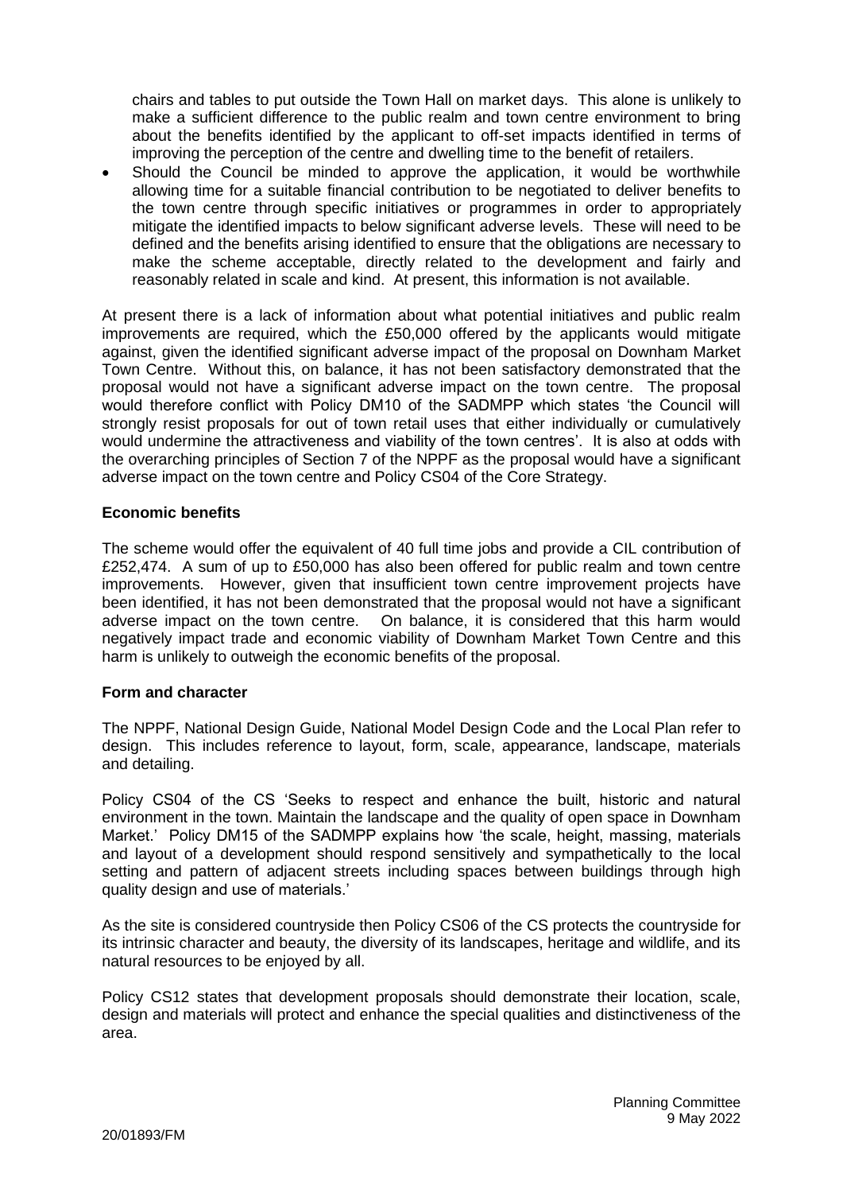chairs and tables to put outside the Town Hall on market days. This alone is unlikely to make a sufficient difference to the public realm and town centre environment to bring about the benefits identified by the applicant to off-set impacts identified in terms of improving the perception of the centre and dwelling time to the benefit of retailers.

- Should the Council be minded to approve the application, it would be worthwhile allowing time for a suitable financial contribution to be negotiated to deliver benefits to the town centre through specific initiatives or programmes in order to appropriately mitigate the identified impacts to below significant adverse levels. These will need to be defined and the benefits arising identified to ensure that the obligations are necessary to make the scheme acceptable, directly related to the development and fairly and reasonably related in scale and kind. At present, this information is not available.

At present there is a lack of information about what potential initiatives and public realm improvements are required, which the £50,000 offered by the applicants would mitigate against, given the identified significant adverse impact of the proposal on Downham Market Town Centre. Without this, on balance, it has not been satisfactory demonstrated that the proposal would not have a significant adverse impact on the town centre. The proposal would therefore conflict with Policy DM10 of the SADMPP which states 'the Council will strongly resist proposals for out of town retail uses that either individually or cumulatively would undermine the attractiveness and viability of the town centres'. It is also at odds with the overarching principles of Section 7 of the NPPF as the proposal would have a significant adverse impact on the town centre and Policy CS04 of the Core Strategy.

**Economic benefits**

The scheme would offer the equivalent of 40 full time jobs and provide a CIL contribution of £252,474. A sum of up to £50,000 has also been offered for public realm and town centre improvements. However, given that insufficient town centre improvement projects have been identified, it has not been demonstrated that the proposal would not have a significant adverse impact on the town centre. On balance, it is considered that this harm would negatively impact trade and economic viability of Downham Market Town Centre and this harm is unlikely to outweigh the economic benefits of the proposal.

**Form and character**

The NPPF, National Design Guide, National Model Design Code and the Local Plan refer to design. This includes reference to layout, form, scale, appearance, landscape, materials and detailing.

Policy CS04 of the CS 'Seeks to respect and enhance the built, historic and natural environment in the town. Maintain the landscape and the quality of open space in Downham Market.' Policy DM15 of the SADMPP explains how 'the scale, height, massing, materials and layout of a development should respond sensitively and sympathetically to the local setting and pattern of adjacent streets including spaces between buildings through high quality design and use of materials.'

As the site is considered countryside then Policy CS06 of the CS protects the countryside for its intrinsic character and beauty, the diversity of its landscapes, heritage and wildlife, and its natural resources to be enjoyed by all.

Policy CS12 states that development proposals should demonstrate their location, scale, design and materials will protect and enhance the special qualities and distinctiveness of the area.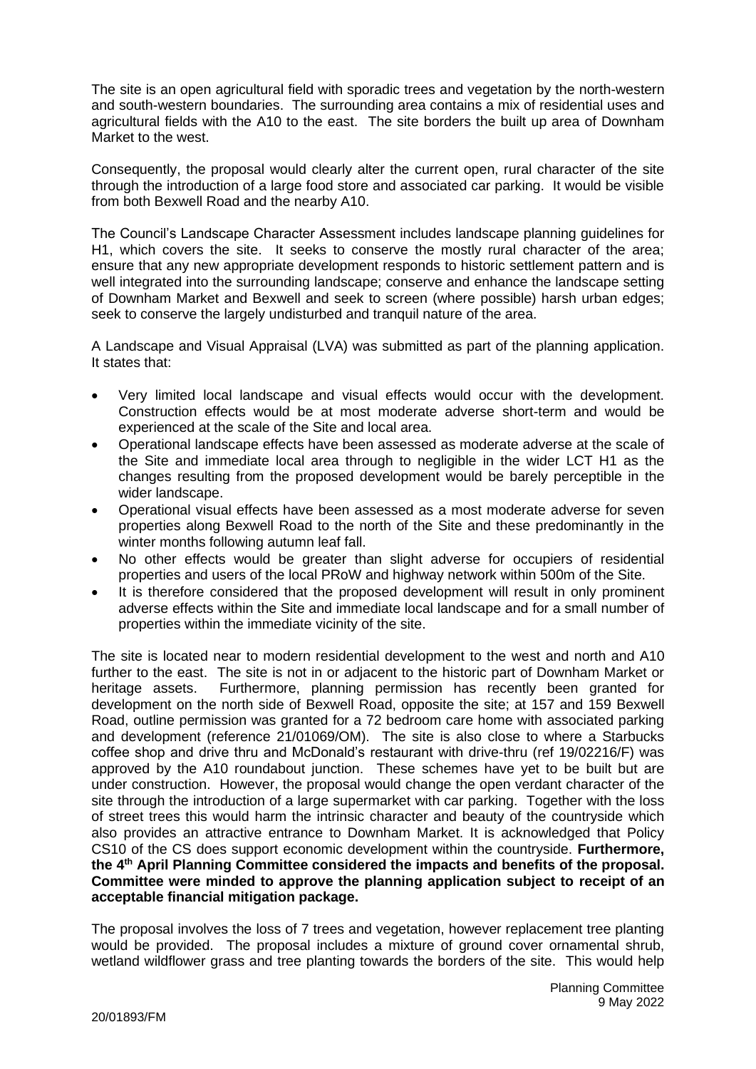The site is an open agricultural field with sporadic trees and vegetation by the north-western and south-western boundaries. The surrounding area contains a mix of residential uses and agricultural fields with the A10 to the east. The site borders the built up area of Downham Market to the west.

Consequently, the proposal would clearly alter the current open, rural character of the site through the introduction of a large food store and associated car parking. It would be visible from both Bexwell Road and the nearby A10.

The Council's Landscape Character Assessment includes landscape planning guidelines for H1, which covers the site. It seeks to conserve the mostly rural character of the area; ensure that any new appropriate development responds to historic settlement pattern and is well integrated into the surrounding landscape; conserve and enhance the landscape setting of Downham Market and Bexwell and seek to screen (where possible) harsh urban edges; seek to conserve the largely undisturbed and tranquil nature of the area.

A Landscape and Visual Appraisal (LVA) was submitted as part of the planning application. It states that:

- Very limited local landscape and visual effects would occur with the development. Construction effects would be at most moderate adverse short-term and would be experienced at the scale of the Site and local area.
- Operational landscape effects have been assessed as moderate adverse at the scale of the Site and immediate local area through to negligible in the wider LCT H1 as the changes resulting from the proposed development would be barely perceptible in the wider landscape.
- Operational visual effects have been assessed as a most moderate adverse for seven properties along Bexwell Road to the north of the Site and these predominantly in the winter months following autumn leaf fall.
- No other effects would be greater than slight adverse for occupiers of residential properties and users of the local PRoW and highway network within 500m of the Site.
- It is therefore considered that the proposed development will result in only prominent adverse effects within the Site and immediate local landscape and for a small number of properties within the immediate vicinity of the site.

The site is located near to modern residential development to the west and north and A10 further to the east. The site is not in or adjacent to the historic part of Downham Market or heritage assets. Furthermore, planning permission has recently been granted for development on the north side of Bexwell Road, opposite the site; at 157 and 159 Bexwell Road, outline permission was granted for a 72 bedroom care home with associated parking and development (reference 21/01069/OM). The site is also close to where a Starbucks coffee shop and drive thru and McDonald's restaurant with drive-thru (ref 19/02216/F) was approved by the A10 roundabout junction. These schemes have yet to be built but are under construction. However, the proposal would change the open verdant character of the site through the introduction of a large supermarket with car parking. Together with the loss of street trees this would harm the intrinsic character and beauty of the countryside which also provides an attractive entrance to Downham Market. It is acknowledged that Policy CS10 of the CS does support economic development within the countryside. **Furthermore, the 4th April Planning Committee considered the impacts and benefits of the proposal. Committee were minded to approve the planning application subject to receipt of an acceptable financial mitigation package.**

The proposal involves the loss of 7 trees and vegetation, however replacement tree planting would be provided. The proposal includes a mixture of ground cover ornamental shrub, wetland wildflower grass and tree planting towards the borders of the site. This would help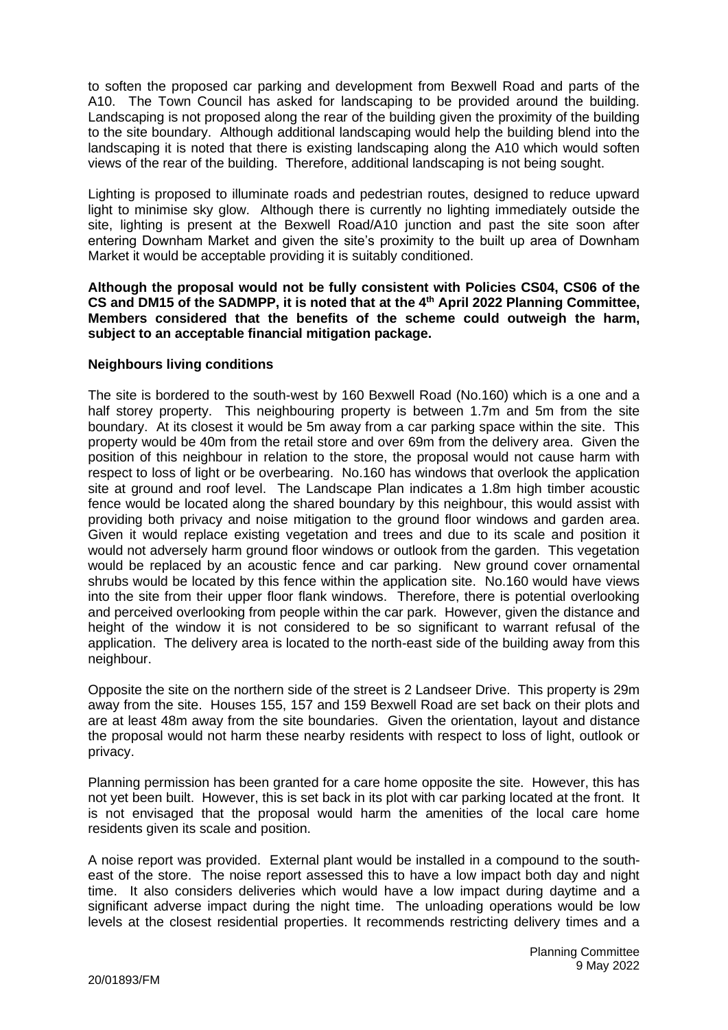to soften the proposed car parking and development from Bexwell Road and parts of the A10. The Town Council has asked for landscaping to be provided around the building. Landscaping is not proposed along the rear of the building given the proximity of the building to the site boundary. Although additional landscaping would help the building blend into the landscaping it is noted that there is existing landscaping along the A10 which would soften views of the rear of the building. Therefore, additional landscaping is not being sought.

Lighting is proposed to illuminate roads and pedestrian routes, designed to reduce upward light to minimise sky glow. Although there is currently no lighting immediately outside the site, lighting is present at the Bexwell Road/A10 junction and past the site soon after entering Downham Market and given the site's proximity to the built up area of Downham Market it would be acceptable providing it is suitably conditioned.

**Although the proposal would not be fully consistent with Policies CS04, CS06 of the CS and DM15 of the SADMPP, it is noted that at the 4th April 2022 Planning Committee, Members considered that the benefits of the scheme could outweigh the harm, subject to an acceptable financial mitigation package.**

**Neighbours living conditions**

The site is bordered to the south-west by 160 Bexwell Road (No.160) which is a one and a half storey property. This neighbouring property is between 1.7m and 5m from the site boundary. At its closest it would be 5m away from a car parking space within the site. This property would be 40m from the retail store and over 69m from the delivery area. Given the position of this neighbour in relation to the store, the proposal would not cause harm with respect to loss of light or be overbearing. No.160 has windows that overlook the application site at ground and roof level. The Landscape Plan indicates a 1.8m high timber acoustic fence would be located along the shared boundary by this neighbour, this would assist with providing both privacy and noise mitigation to the ground floor windows and garden area. Given it would replace existing vegetation and trees and due to its scale and position it would not adversely harm ground floor windows or outlook from the garden. This vegetation would be replaced by an acoustic fence and car parking. New ground cover ornamental shrubs would be located by this fence within the application site. No.160 would have views into the site from their upper floor flank windows. Therefore, there is potential overlooking and perceived overlooking from people within the car park. However, given the distance and height of the window it is not considered to be so significant to warrant refusal of the application. The delivery area is located to the north-east side of the building away from this neighbour.

Opposite the site on the northern side of the street is 2 Landseer Drive. This property is 29m away from the site. Houses 155, 157 and 159 Bexwell Road are set back on their plots and are at least 48m away from the site boundaries. Given the orientation, layout and distance the proposal would not harm these nearby residents with respect to loss of light, outlook or privacy.

Planning permission has been granted for a care home opposite the site. However, this has not yet been built. However, this is set back in its plot with car parking located at the front. It is not envisaged that the proposal would harm the amenities of the local care home residents given its scale and position.

A noise report was provided. External plant would be installed in a compound to the south-east of the store. The noise report assessed this to have a low impact both day and night time. It also considers deliveries which would have a low impact during daytime and a significant adverse impact during the night time. The unloading operations would be low levels at the closest residential properties. It recommends restricting delivery times and a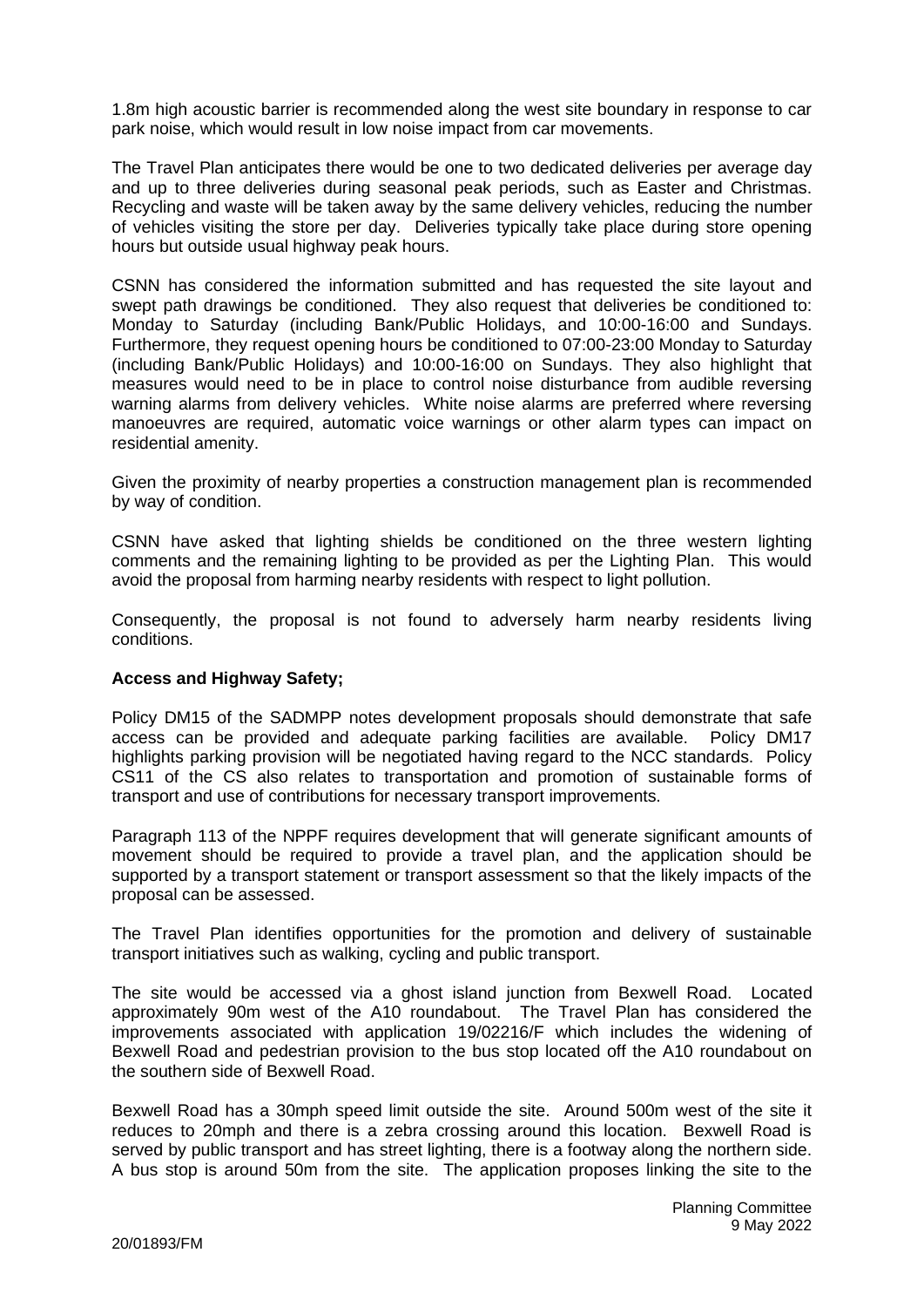1.8m high acoustic barrier is recommended along the west site boundary in response to car park noise, which would result in low noise impact from car movements.

The Travel Plan anticipates there would be one to two dedicated deliveries per average day and up to three deliveries during seasonal peak periods, such as Easter and Christmas. Recycling and waste will be taken away by the same delivery vehicles, reducing the number of vehicles visiting the store per day. Deliveries typically take place during store opening hours but outside usual highway peak hours.

CSNN has considered the information submitted and has requested the site layout and swept path drawings be conditioned. They also request that deliveries be conditioned to: Monday to Saturday (including Bank/Public Holidays, and 10:00-16:00 and Sundays. Furthermore, they request opening hours be conditioned to 07:00-23:00 Monday to Saturday (including Bank/Public Holidays) and 10:00-16:00 on Sundays. They also highlight that measures would need to be in place to control noise disturbance from audible reversing warning alarms from delivery vehicles. White noise alarms are preferred where reversing manoeuvres are required, automatic voice warnings or other alarm types can impact on residential amenity.

Given the proximity of nearby properties a construction management plan is recommended by way of condition.

CSNN have asked that lighting shields be conditioned on the three western lighting comments and the remaining lighting to be provided as per the Lighting Plan. This would avoid the proposal from harming nearby residents with respect to light pollution.

Consequently, the proposal is not found to adversely harm nearby residents living conditions.

**Access and Highway Safety;**

Policy DM15 of the SADMPP notes development proposals should demonstrate that safe access can be provided and adequate parking facilities are available. Policy DM17 highlights parking provision will be negotiated having regard to the NCC standards. Policy CS11 of the CS also relates to transportation and promotion of sustainable forms of transport and use of contributions for necessary transport improvements.

Paragraph 113 of the NPPF requires development that will generate significant amounts of movement should be required to provide a travel plan, and the application should be supported by a transport statement or transport assessment so that the likely impacts of the proposal can be assessed.

The Travel Plan identifies opportunities for the promotion and delivery of sustainable transport initiatives such as walking, cycling and public transport.

The site would be accessed via a ghost island junction from Bexwell Road. Located approximately 90m west of the A10 roundabout. The Travel Plan has considered the improvements associated with application 19/02216/F which includes the widening of Bexwell Road and pedestrian provision to the bus stop located off the A10 roundabout on the southern side of Bexwell Road.

Bexwell Road has a 30mph speed limit outside the site. Around 500m west of the site it reduces to 20mph and there is a zebra crossing around this location. Bexwell Road is served by public transport and has street lighting, there is a footway along the northern side. A bus stop is around 50m from the site. The application proposes linking the site to the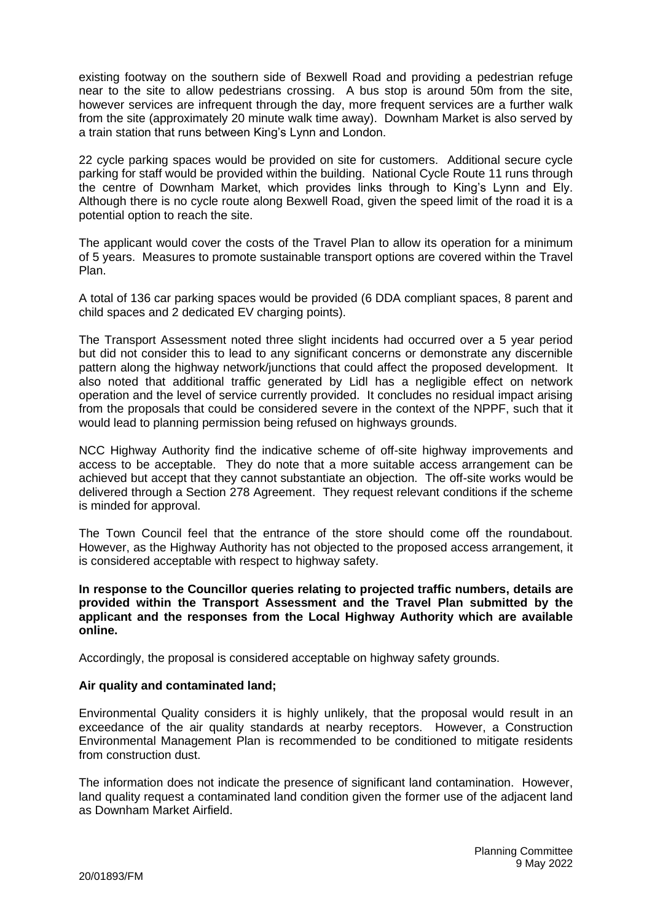existing footway on the southern side of Bexwell Road and providing a pedestrian refuge near to the site to allow pedestrians crossing. A bus stop is around 50m from the site, however services are infrequent through the day, more frequent services are a further walk from the site (approximately 20 minute walk time away). Downham Market is also served by a train station that runs between King's Lynn and London.

22 cycle parking spaces would be provided on site for customers. Additional secure cycle parking for staff would be provided within the building. National Cycle Route 11 runs through the centre of Downham Market, which provides links through to King's Lynn and Ely. Although there is no cycle route along Bexwell Road, given the speed limit of the road it is a potential option to reach the site.

The applicant would cover the costs of the Travel Plan to allow its operation for a minimum of 5 years. Measures to promote sustainable transport options are covered within the Travel Plan.

A total of 136 car parking spaces would be provided (6 DDA compliant spaces, 8 parent and child spaces and 2 dedicated EV charging points).

The Transport Assessment noted three slight incidents had occurred over a 5 year period but did not consider this to lead to any significant concerns or demonstrate any discernible pattern along the highway network/junctions that could affect the proposed development. It also noted that additional traffic generated by Lidl has a negligible effect on network operation and the level of service currently provided. It concludes no residual impact arising from the proposals that could be considered severe in the context of the NPPF, such that it would lead to planning permission being refused on highways grounds.

NCC Highway Authority find the indicative scheme of off-site highway improvements and access to be acceptable. They do note that a more suitable access arrangement can be achieved but accept that they cannot substantiate an objection. The off-site works would be delivered through a Section 278 Agreement. They request relevant conditions if the scheme is minded for approval.

The Town Council feel that the entrance of the store should come off the roundabout. However, as the Highway Authority has not objected to the proposed access arrangement, it is considered acceptable with respect to highway safety.

**In response to the Councillor queries relating to projected traffic numbers, details are provided within the Transport Assessment and the Travel Plan submitted by the applicant and the responses from the Local Highway Authority which are available online.**

Accordingly, the proposal is considered acceptable on highway safety grounds.

**Air quality and contaminated land;**

Environmental Quality considers it is highly unlikely, that the proposal would result in an exceedance of the air quality standards at nearby receptors. However, a Construction Environmental Management Plan is recommended to be conditioned to mitigate residents from construction dust.

The information does not indicate the presence of significant land contamination. However, land quality request a contaminated land condition given the former use of the adjacent land as Downham Market Airfield.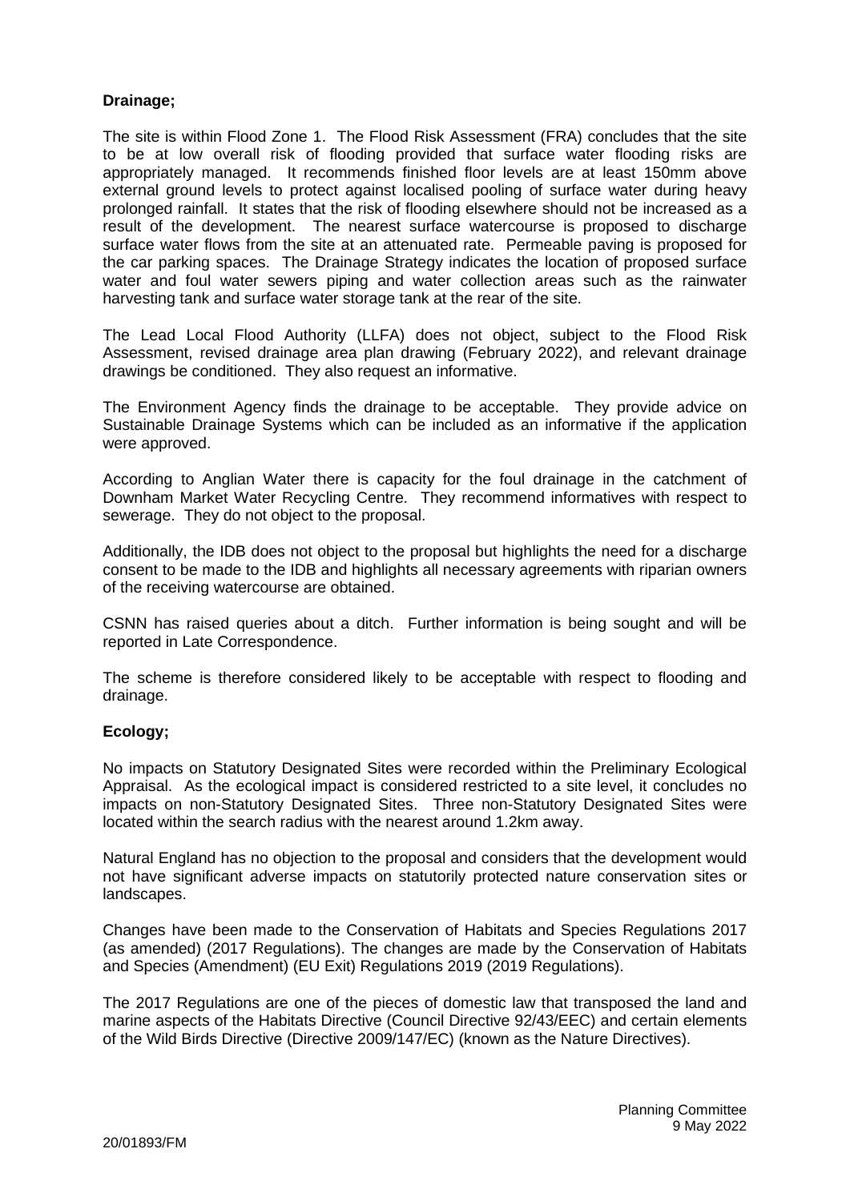**Drainage;**

The site is within Flood Zone 1. The Flood Risk Assessment (FRA) concludes that the site to be at low overall risk of flooding provided that surface water flooding risks are appropriately managed. It recommends finished floor levels are at least 150mm above external ground levels to protect against localised pooling of surface water during heavy prolonged rainfall. It states that the risk of flooding elsewhere should not be increased as a result of the development. The nearest surface watercourse is proposed to discharge surface water flows from the site at an attenuated rate. Permeable paving is proposed for the car parking spaces. The Drainage Strategy indicates the location of proposed surface water and foul water sewers piping and water collection areas such as the rainwater harvesting tank and surface water storage tank at the rear of the site.

The Lead Local Flood Authority (LLFA) does not object, subject to the Flood Risk Assessment, revised drainage area plan drawing (February 2022), and relevant drainage drawings be conditioned. They also request an informative.

The Environment Agency finds the drainage to be acceptable. They provide advice on Sustainable Drainage Systems which can be included as an informative if the application were approved.

According to Anglian Water there is capacity for the foul drainage in the catchment of Downham Market Water Recycling Centre. They recommend informatives with respect to sewerage. They do not object to the proposal.

Additionally, the IDB does not object to the proposal but highlights the need for a discharge consent to be made to the IDB and highlights all necessary agreements with riparian owners of the receiving watercourse are obtained.

CSNN has raised queries about a ditch. Further information is being sought and will be reported in Late Correspondence.

The scheme is therefore considered likely to be acceptable with respect to flooding and drainage.

**Ecology;**

No impacts on Statutory Designated Sites were recorded within the Preliminary Ecological Appraisal. As the ecological impact is considered restricted to a site level, it concludes no impacts on non-Statutory Designated Sites. Three non-Statutory Designated Sites were located within the search radius with the nearest around 1.2km away.

Natural England has no objection to the proposal and considers that the development would not have significant adverse impacts on statutorily protected nature conservation sites or landscapes.

Changes have been made to the Conservation of Habitats and Species Regulations 2017 (as amended) (2017 Regulations). The changes are made by the Conservation of Habitats and Species (Amendment) (EU Exit) Regulations 2019 (2019 Regulations).

The 2017 Regulations are one of the pieces of domestic law that transposed the land and marine aspects of the Habitats Directive (Council Directive 92/43/EEC) and certain elements of the Wild Birds Directive (Directive 2009/147/EC) (known as the Nature Directives).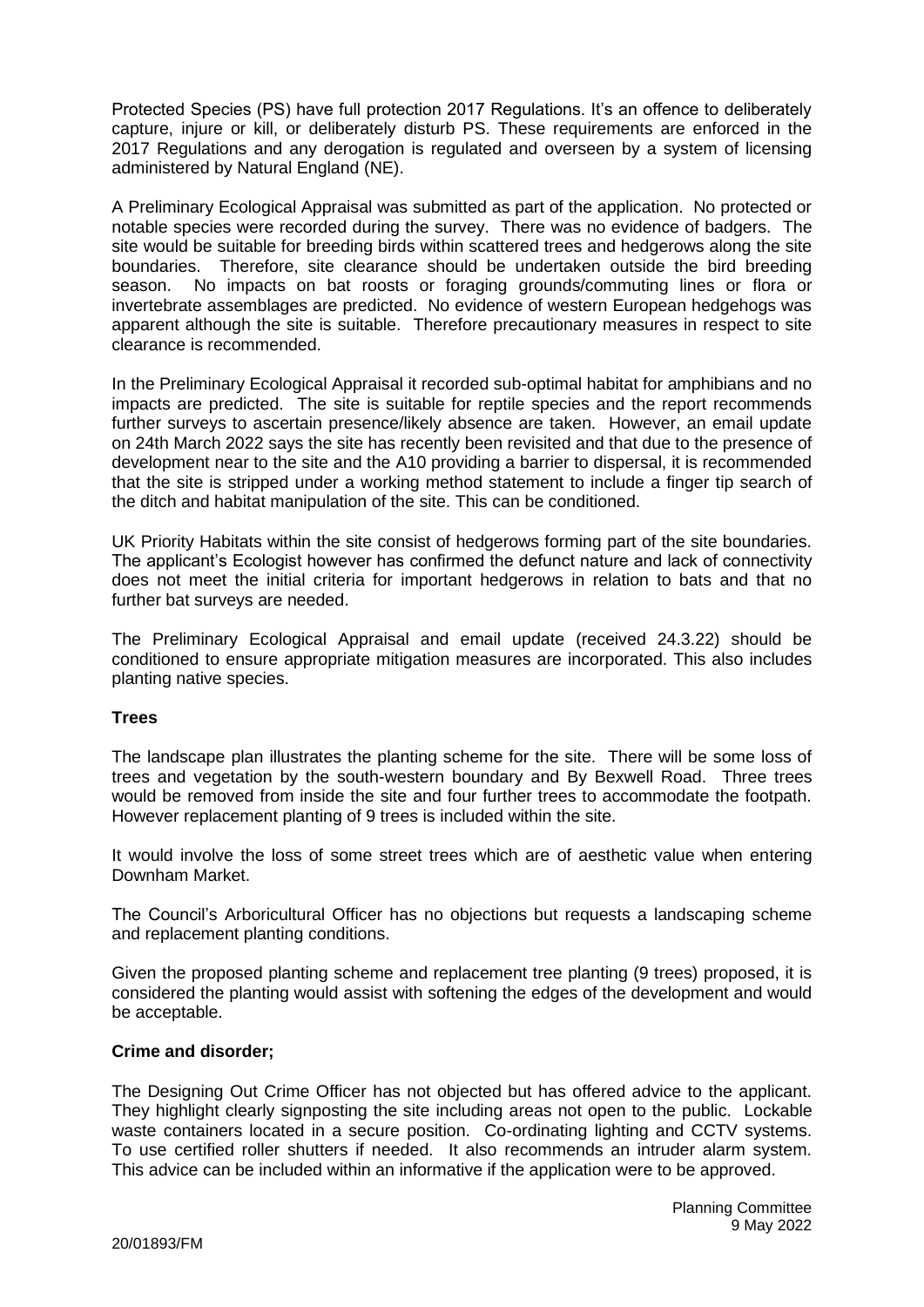Protected Species (PS) have full protection 2017 Regulations. It's an offence to deliberately capture, injure or kill, or deliberately disturb PS. These requirements are enforced in the 2017 Regulations and any derogation is regulated and overseen by a system of licensing administered by Natural England (NE).

A Preliminary Ecological Appraisal was submitted as part of the application. No protected or notable species were recorded during the survey. There was no evidence of badgers. The site would be suitable for breeding birds within scattered trees and hedgerows along the site boundaries. Therefore, site clearance should be undertaken outside the bird breeding season. No impacts on bat roosts or foraging grounds/commuting lines or flora or invertebrate assemblages are predicted. No evidence of western European hedgehogs was apparent although the site is suitable. Therefore precautionary measures in respect to site clearance is recommended.

In the Preliminary Ecological Appraisal it recorded sub-optimal habitat for amphibians and no impacts are predicted. The site is suitable for reptile species and the report recommends further surveys to ascertain presence/likely absence are taken. However, an email update on 24th March 2022 says the site has recently been revisited and that due to the presence of development near to the site and the A10 providing a barrier to dispersal, it is recommended that the site is stripped under a working method statement to include a finger tip search of the ditch and habitat manipulation of the site. This can be conditioned.

UK Priority Habitats within the site consist of hedgerows forming part of the site boundaries. The applicant's Ecologist however has confirmed the defunct nature and lack of connectivity does not meet the initial criteria for important hedgerows in relation to bats and that no further bat surveys are needed.

The Preliminary Ecological Appraisal and email update (received 24.3.22) should be conditioned to ensure appropriate mitigation measures are incorporated. This also includes planting native species.

**Trees**

The landscape plan illustrates the planting scheme for the site. There will be some loss of trees and vegetation by the south-western boundary and By Bexwell Road. Three trees would be removed from inside the site and four further trees to accommodate the footpath. However replacement planting of 9 trees is included within the site.

It would involve the loss of some street trees which are of aesthetic value when entering Downham Market.

The Council's Arboricultural Officer has no objections but requests a landscaping scheme and replacement planting conditions.

Given the proposed planting scheme and replacement tree planting (9 trees) proposed, it is considered the planting would assist with softening the edges of the development and would be acceptable.

**Crime and disorder;**

The Designing Out Crime Officer has not objected but has offered advice to the applicant. They highlight clearly signposting the site including areas not open to the public. Lockable waste containers located in a secure position. Co-ordinating lighting and CCTV systems. To use certified roller shutters if needed. It also recommends an intruder alarm system. This advice can be included within an informative if the application were to be approved.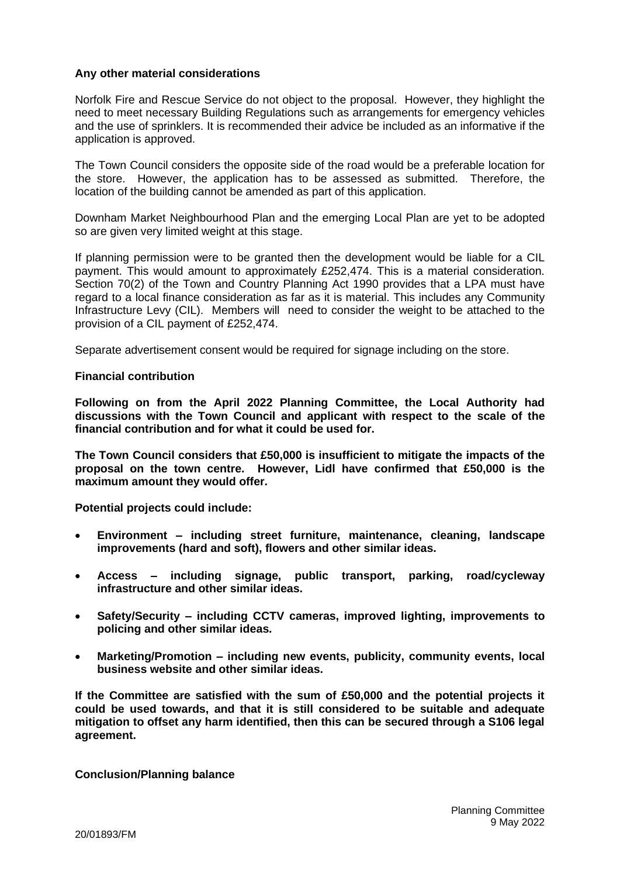**Any other material considerations**

Norfolk Fire and Rescue Service do not object to the proposal. However, they highlight the need to meet necessary Building Regulations such as arrangements for emergency vehicles and the use of sprinklers. It is recommended their advice be included as an informative if the application is approved.

The Town Council considers the opposite side of the road would be a preferable location for the store. However, the application has to be assessed as submitted. Therefore, the location of the building cannot be amended as part of this application.

Downham Market Neighbourhood Plan and the emerging Local Plan are yet to be adopted so are given very limited weight at this stage.

If planning permission were to be granted then the development would be liable for a CIL payment. This would amount to approximately £252,474. This is a material consideration. Section 70(2) of the Town and Country Planning Act 1990 provides that a LPA must have regard to a local finance consideration as far as it is material. This includes any Community Infrastructure Levy (CIL). Members will need to consider the weight to be attached to the provision of a CIL payment of £252,474.

Separate advertisement consent would be required for signage including on the store.

**Financial contribution**

**Following on from the April 2022 Planning Committee, the Local Authority had discussions with the Town Council and applicant with respect to the scale of the financial contribution and for what it could be used for.**

**The Town Council considers that £50,000 is insufficient to mitigate the impacts of the proposal on the town centre. However, Lidl have confirmed that £50,000 is the maximum amount they would offer.**

**Potential projects could include:**

- **Environment – including street furniture, maintenance, cleaning, landscape improvements (hard and soft), flowers and other similar ideas.**
- **Access – including signage, public transport, parking, road/cycleway infrastructure and other similar ideas.**
- **Safety/Security – including CCTV cameras, improved lighting, improvements to policing and other similar ideas.**
- **Marketing/Promotion – including new events, publicity, community events, local business website and other similar ideas.**

**If the Committee are satisfied with the sum of £50,000 and the potential projects it could be used towards, and that it is still considered to be suitable and adequate mitigation to offset any harm identified, then this can be secured through a S106 legal agreement.**

**Conclusion/Planning balance**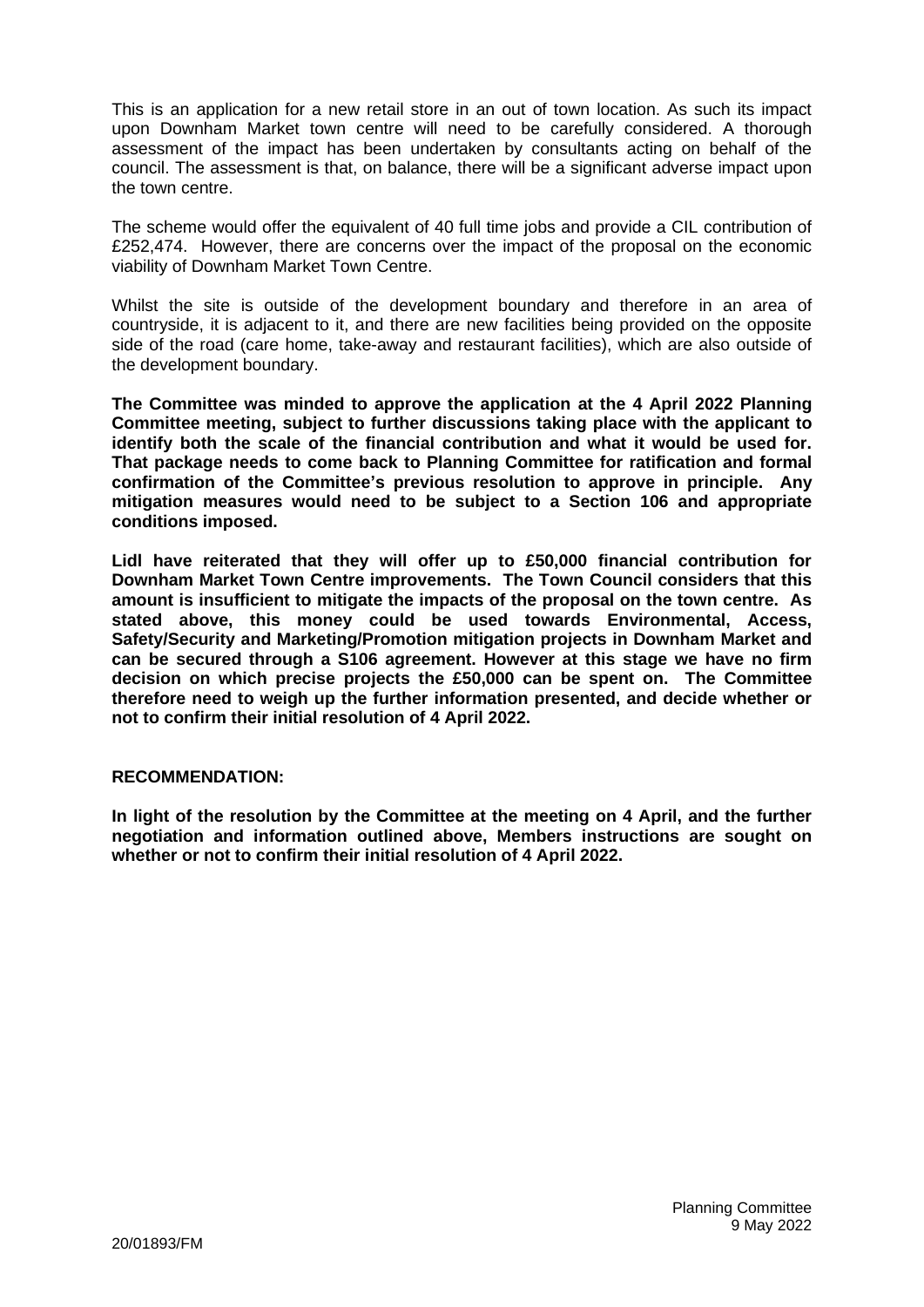This is an application for a new retail store in an out of town location. As such its impact upon Downham Market town centre will need to be carefully considered. A thorough assessment of the impact has been undertaken by consultants acting on behalf of the council. The assessment is that, on balance, there will be a significant adverse impact upon the town centre.

The scheme would offer the equivalent of 40 full time jobs and provide a CIL contribution of £252,474. However, there are concerns over the impact of the proposal on the economic viability of Downham Market Town Centre.

Whilst the site is outside of the development boundary and therefore in an area of countryside, it is adjacent to it, and there are new facilities being provided on the opposite side of the road (care home, take-away and restaurant facilities), which are also outside of the development boundary.

**The Committee was minded to approve the application at the 4 April 2022 Planning Committee meeting, subject to further discussions taking place with the applicant to identify both the scale of the financial contribution and what it would be used for. That package needs to come back to Planning Committee for ratification and formal confirmation of the Committee's previous resolution to approve in principle. Any mitigation measures would need to be subject to a Section 106 and appropriate conditions imposed.**

**Lidl have reiterated that they will offer up to £50,000 financial contribution for Downham Market Town Centre improvements. The Town Council considers that this amount is insufficient to mitigate the impacts of the proposal on the town centre. As stated above, this money could be used towards Environmental, Access, Safety/Security and Marketing/Promotion mitigation projects in Downham Market and can be secured through a S106 agreement. However at this stage we have no firm decision on which precise projects the £50,000 can be spent on. The Committee therefore need to weigh up the further information presented, and decide whether or not to confirm their initial resolution of 4 April 2022.**

**RECOMMENDATION:**

**In light of the resolution by the Committee at the meeting on 4 April, and the further negotiation and information outlined above, Members instructions are sought on whether or not to confirm their initial resolution of 4 April 2022.**